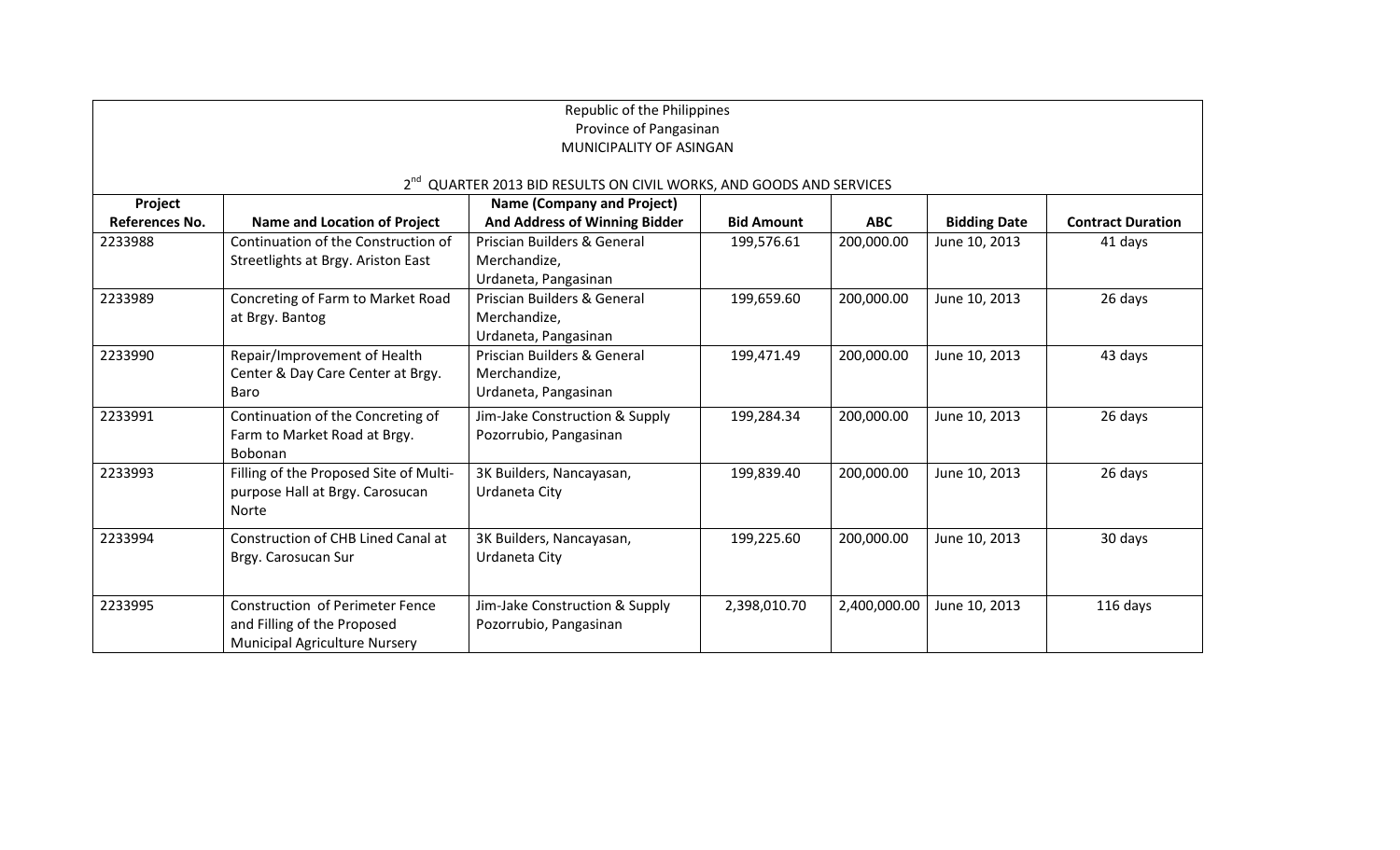Republic of the Philippines
Province of Pangasinan
MUNICIPALITY OF ASINGAN

2nd QUARTER 2013 BID RESULTS ON CIVIL WORKS, AND GOODS AND SERVICES

| Project References No. | Name and Location of Project | Name (Company and Project) And Address of Winning Bidder | Bid Amount | ABC | Bidding Date | Contract Duration |
|---|---|---|---|---|---|---|
| 2233988 | Continuation of the Construction of Streetlights at Brgy. Ariston East | Priscian Builders & General Merchandize, Urdaneta, Pangasinan | 199,576.61 | 200,000.00 | June 10, 2013 | 41 days |
| 2233989 | Concreting of Farm to Market Road at Brgy. Bantog | Priscian Builders & General Merchandize, Urdaneta, Pangasinan | 199,659.60 | 200,000.00 | June 10, 2013 | 26 days |
| 2233990 | Repair/Improvement of Health Center & Day Care Center at Brgy. Baro | Priscian Builders & General Merchandize, Urdaneta, Pangasinan | 199,471.49 | 200,000.00 | June 10, 2013 | 43 days |
| 2233991 | Continuation of the Concreting of Farm to Market Road at Brgy. Bobonan | Jim-Jake Construction & Supply Pozorrubio, Pangasinan | 199,284.34 | 200,000.00 | June 10, 2013 | 26 days |
| 2233993 | Filling of the Proposed Site of Multi-purpose Hall at Brgy. Carosucan Norte | 3K Builders, Nancayasan, Urdaneta City | 199,839.40 | 200,000.00 | June 10, 2013 | 26 days |
| 2233994 | Construction of CHB Lined Canal at Brgy. Carosucan Sur | 3K Builders, Nancayasan, Urdaneta City | 199,225.60 | 200,000.00 | June 10, 2013 | 30 days |
| 2233995 | Construction of Perimeter Fence and Filling of the Proposed Municipal Agriculture Nursery | Jim-Jake Construction & Supply Pozorrubio, Pangasinan | 2,398,010.70 | 2,400,000.00 | June 10, 2013 | 116 days |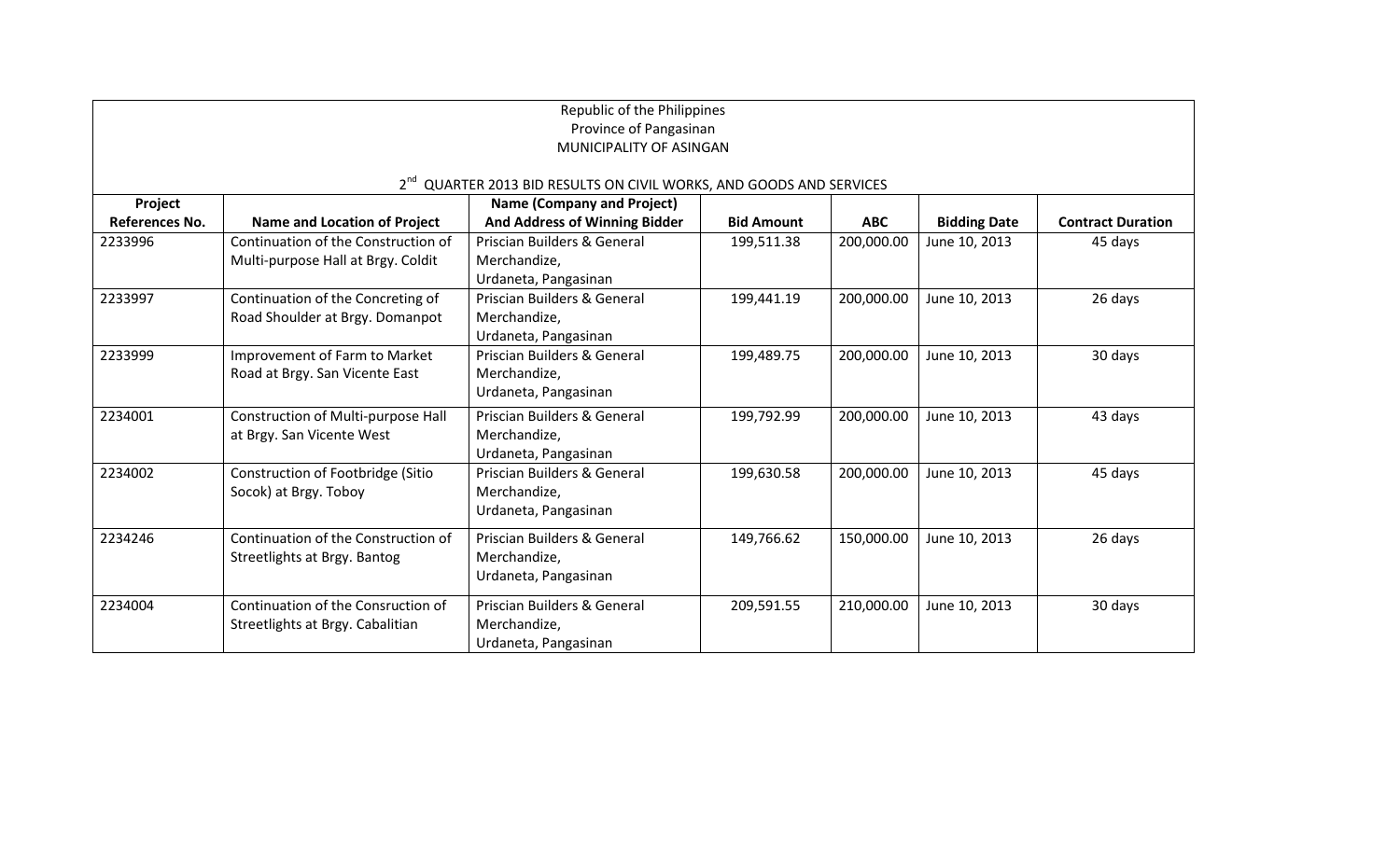Republic of the Philippines
Province of Pangasinan
MUNICIPALITY OF ASINGAN

2nd QUARTER 2013 BID RESULTS ON CIVIL WORKS, AND GOODS AND SERVICES

| Project References No. | Name and Location of Project | Name (Company and Project) And Address of Winning Bidder | Bid Amount | ABC | Bidding Date | Contract Duration |
|---|---|---|---|---|---|---|
| 2233996 | Continuation of the Construction of Multi-purpose Hall at Brgy. Coldit | Priscian Builders & General Merchandize, Urdaneta, Pangasinan | 199,511.38 | 200,000.00 | June 10, 2013 | 45 days |
| 2233997 | Continuation of the Concreting of Road Shoulder at Brgy. Domanpot | Priscian Builders & General Merchandize, Urdaneta, Pangasinan | 199,441.19 | 200,000.00 | June 10, 2013 | 26 days |
| 2233999 | Improvement of Farm to Market Road at Brgy. San Vicente East | Priscian Builders & General Merchandize, Urdaneta, Pangasinan | 199,489.75 | 200,000.00 | June 10, 2013 | 30 days |
| 2234001 | Construction of Multi-purpose Hall at Brgy. San Vicente West | Priscian Builders & General Merchandize, Urdaneta, Pangasinan | 199,792.99 | 200,000.00 | June 10, 2013 | 43 days |
| 2234002 | Construction of Footbridge (Sitio Socok) at Brgy. Toboy | Priscian Builders & General Merchandize, Urdaneta, Pangasinan | 199,630.58 | 200,000.00 | June 10, 2013 | 45 days |
| 2234246 | Continuation of the Construction of Streetlights at Brgy. Bantog | Priscian Builders & General Merchandize, Urdaneta, Pangasinan | 149,766.62 | 150,000.00 | June 10, 2013 | 26 days |
| 2234004 | Continuation of the Consruction of Streetlights at Brgy. Cabalitian | Priscian Builders & General Merchandize, Urdaneta, Pangasinan | 209,591.55 | 210,000.00 | June 10, 2013 | 30 days |